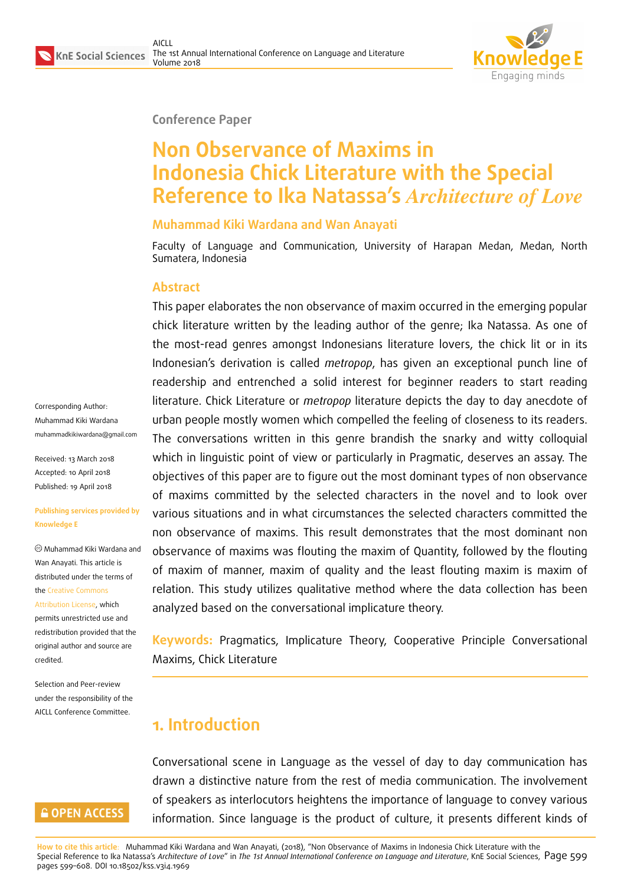Conference Paper

# Non Observance of Maxims in Indonesia Chick Literature with the Special Reference to Ika Natassa's *Architecture of Love*

**Muhammad Kiki Wardana and Wan Anayati**

Faculty of Language and Communication, University of Harapan Medan, Medan, North Sumatera, Indonesia

Corresponding Author:
Muhammad Kiki Wardana
muhammadkikiwardana@gmail.com

Received: 13 March 2018
Accepted: 10 April 2018
Published: 19 April 2018

**Publishing services provided by Knowledge E**

© Muhammad Kiki Wardana and Wan Anayati. This article is distributed under the terms of the Creative Commons Attribution License, which permits unrestricted use and redistribution provided that the original author and source are credited.

Selection and Peer-review under the responsibility of the AICLL Conference Committee.

## Abstract

This paper elaborates the non observance of maxim occurred in the emerging popular chick literature written by the leading author of the genre; Ika Natassa. As one of the most-read genres amongst Indonesians literature lovers, the chick lit or in its Indonesian's derivation is called *metropop*, has given an exceptional punch line of readership and entrenched a solid interest for beginner readers to start reading literature. Chick Literature or *metropop* literature depicts the day to day anecdote of urban people mostly women which compelled the feeling of closeness to its readers. The conversations written in this genre brandish the snarky and witty colloquial which in linguistic point of view or particularly in Pragmatic, deserves an assay. The objectives of this paper are to figure out the most dominant types of non observance of maxims committed by the selected characters in the novel and to look over various situations and in what circumstances the selected characters committed the non observance of maxims. This result demonstrates that the most dominant non observance of maxims was flouting the maxim of Quantity, followed by the flouting of maxim of manner, maxim of quality and the least flouting maxim is maxim of relation. This study utilizes qualitative method where the data collection has been analyzed based on the conversational implicature theory.

**Keywords:** Pragmatics, Implicature Theory, Cooperative Principle Conversational Maxims, Chick Literature

## 1. Introduction

Conversational scene in Language as the vessel of day to day communication has drawn a distinctive nature from the rest of media communication. The involvement of speakers as interlocutors heightens the importance of language to convey various information. Since language is the product of culture, it presents different kinds of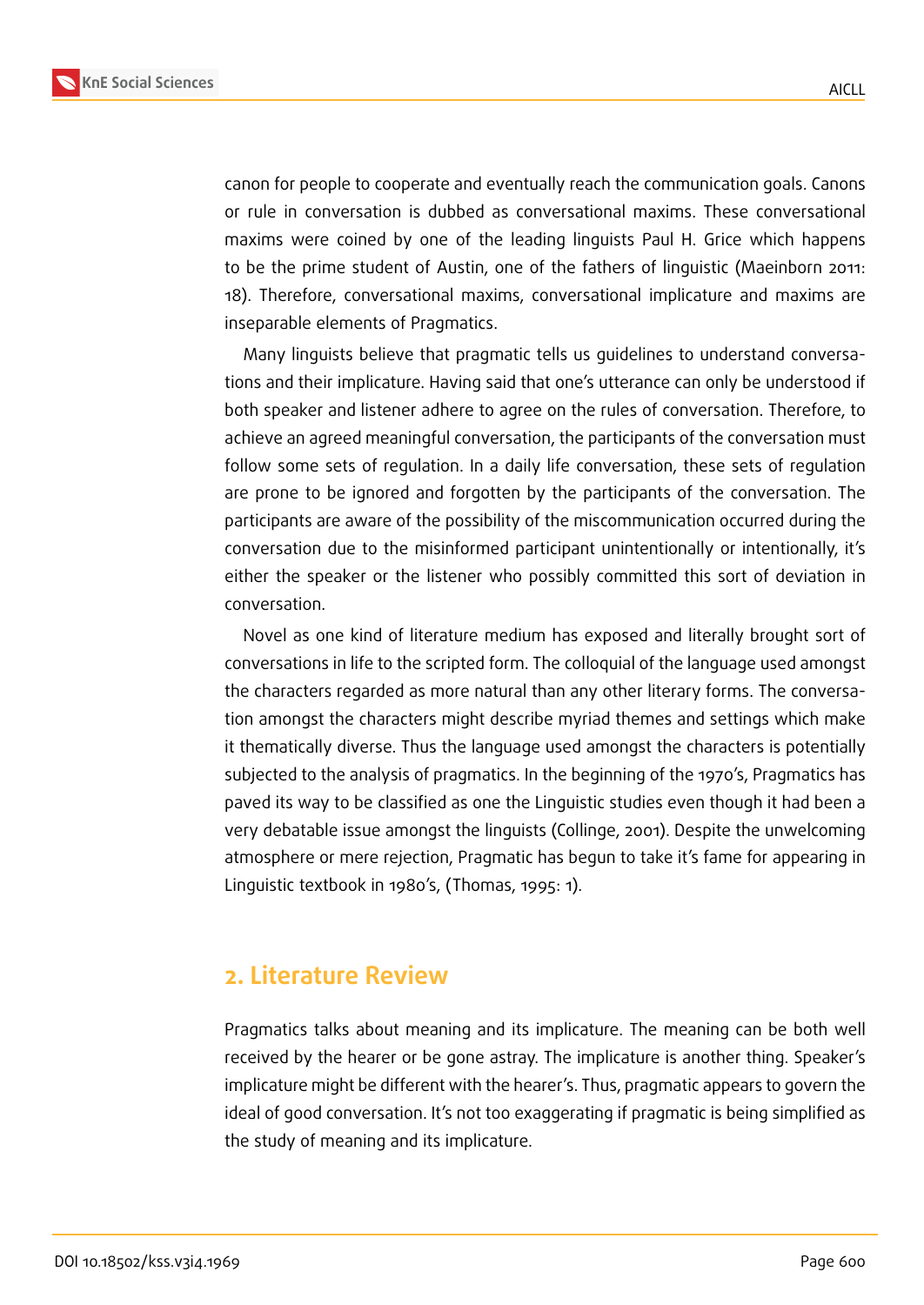canon for people to cooperate and eventually reach the communication goals. Canons or rule in conversation is dubbed as conversational maxims. These conversational maxims were coined by one of the leading linguists Paul H. Grice which happens to be the prime student of Austin, one of the fathers of linguistic (Maeinborn 2011: 18). Therefore, conversational maxims, conversational implicature and maxims are inseparable elements of Pragmatics.

Many linguists believe that pragmatic tells us guidelines to understand conversations and their implicature. Having said that one's utterance can only be understood if both speaker and listener adhere to agree on the rules of conversation. Therefore, to achieve an agreed meaningful conversation, the participants of the conversation must follow some sets of regulation. In a daily life conversation, these sets of regulation are prone to be ignored and forgotten by the participants of the conversation. The participants are aware of the possibility of the miscommunication occurred during the conversation due to the misinformed participant unintentionally or intentionally, it's either the speaker or the listener who possibly committed this sort of deviation in conversation.

Novel as one kind of literature medium has exposed and literally brought sort of conversations in life to the scripted form. The colloquial of the language used amongst the characters regarded as more natural than any other literary forms. The conversation amongst the characters might describe myriad themes and settings which make it thematically diverse. Thus the language used amongst the characters is potentially subjected to the analysis of pragmatics. In the beginning of the 1970's, Pragmatics has paved its way to be classified as one the Linguistic studies even though it had been a very debatable issue amongst the linguists (Collinge, 2001). Despite the unwelcoming atmosphere or mere rejection, Pragmatic has begun to take it's fame for appearing in Linguistic textbook in 1980's, (Thomas, 1995: 1).

## 2. Literature Review

Pragmatics talks about meaning and its implicature. The meaning can be both well received by the hearer or be gone astray. The implicature is another thing. Speaker's implicature might be different with the hearer's. Thus, pragmatic appears to govern the ideal of good conversation. It's not too exaggerating if pragmatic is being simplified as the study of meaning and its implicature.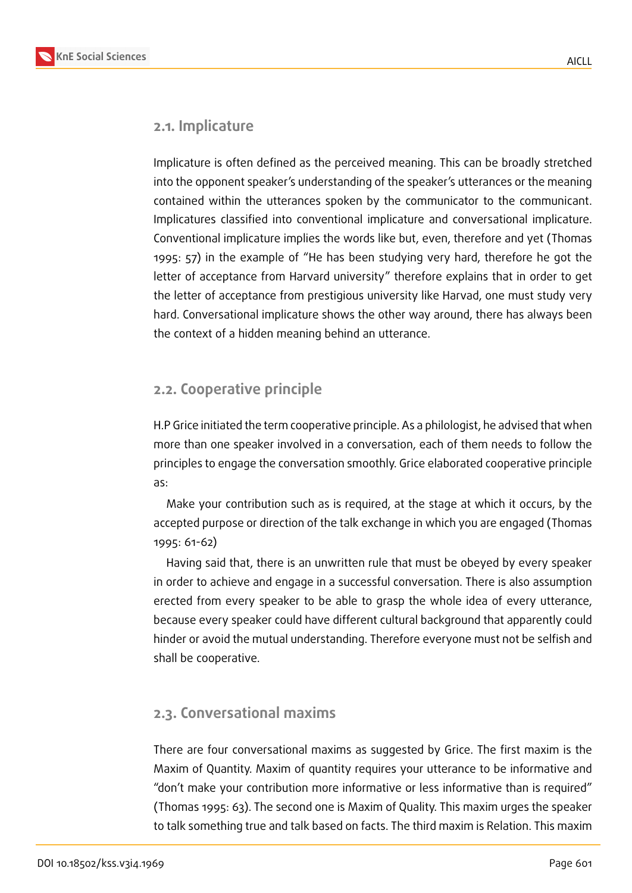### 2.1. Implicature

Implicature is often defined as the perceived meaning. This can be broadly stretched into the opponent speaker's understanding of the speaker's utterances or the meaning contained within the utterances spoken by the communicator to the communicant. Implicatures classified into conventional implicature and conversational implicature. Conventional implicature implies the words like but, even, therefore and yet (Thomas 1995: 57) in the example of "He has been studying very hard, therefore he got the letter of acceptance from Harvard university" therefore explains that in order to get the letter of acceptance from prestigious university like Harvad, one must study very hard. Conversational implicature shows the other way around, there has always been the context of a hidden meaning behind an utterance.

### 2.2. Cooperative principle

H.P Grice initiated the term cooperative principle. As a philologist, he advised that when more than one speaker involved in a conversation, each of them needs to follow the principles to engage the conversation smoothly. Grice elaborated cooperative principle as:

Make your contribution such as is required, at the stage at which it occurs, by the accepted purpose or direction of the talk exchange in which you are engaged (Thomas 1995: 61-62)

Having said that, there is an unwritten rule that must be obeyed by every speaker in order to achieve and engage in a successful conversation. There is also assumption erected from every speaker to be able to grasp the whole idea of every utterance, because every speaker could have different cultural background that apparently could hinder or avoid the mutual understanding. Therefore everyone must not be selfish and shall be cooperative.

### 2.3. Conversational maxims

There are four conversational maxims as suggested by Grice. The first maxim is the Maxim of Quantity. Maxim of quantity requires your utterance to be informative and "don't make your contribution more informative or less informative than is required" (Thomas 1995: 63). The second one is Maxim of Quality. This maxim urges the speaker to talk something true and talk based on facts. The third maxim is Relation. This maxim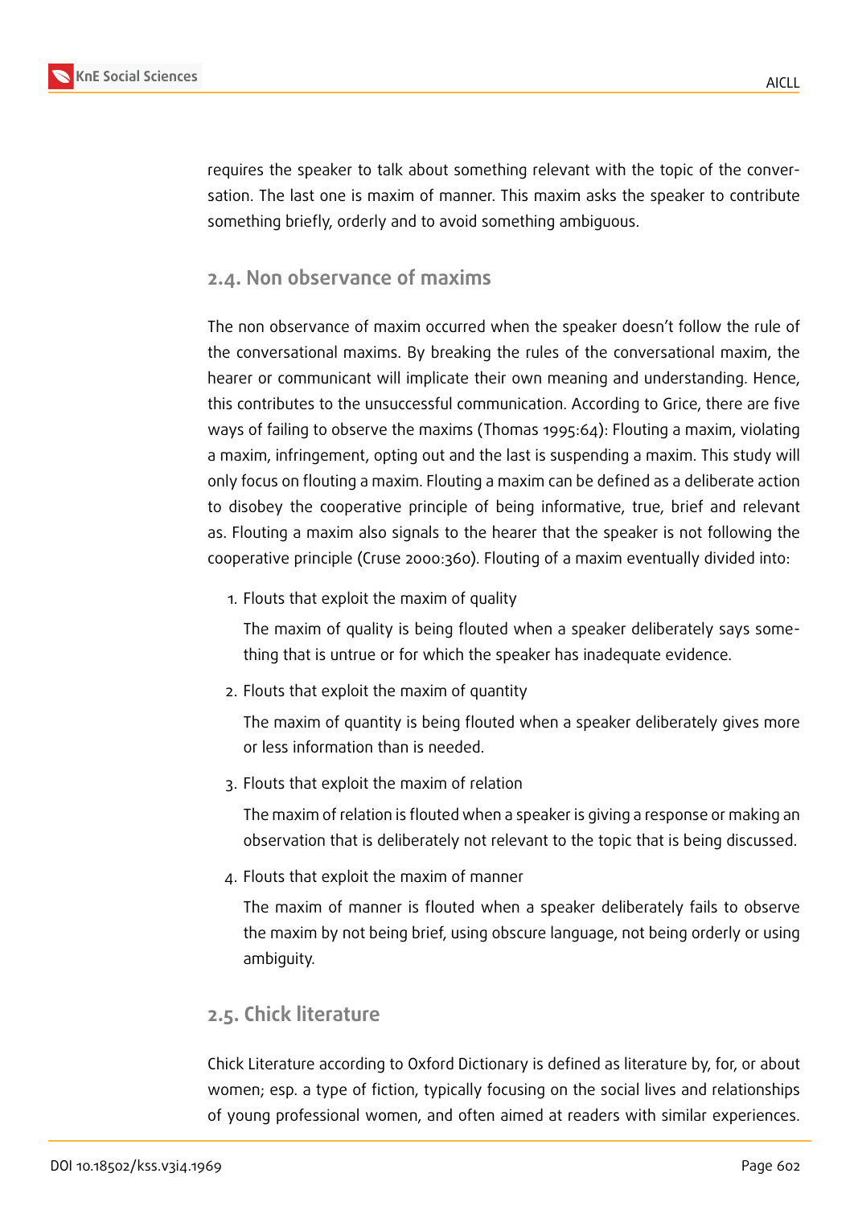requires the speaker to talk about something relevant with the topic of the conversation. The last one is maxim of manner. This maxim asks the speaker to contribute something briefly, orderly and to avoid something ambiguous.

### 2.4. Non observance of maxims

The non observance of maxim occurred when the speaker doesn't follow the rule of the conversational maxims. By breaking the rules of the conversational maxim, the hearer or communicant will implicate their own meaning and understanding. Hence, this contributes to the unsuccessful communication. According to Grice, there are five ways of failing to observe the maxims (Thomas 1995:64): Flouting a maxim, violating a maxim, infringement, opting out and the last is suspending a maxim. This study will only focus on flouting a maxim. Flouting a maxim can be defined as a deliberate action to disobey the cooperative principle of being informative, true, brief and relevant as. Flouting a maxim also signals to the hearer that the speaker is not following the cooperative principle (Cruse 2000:360). Flouting of a maxim eventually divided into:

1. Flouts that exploit the maxim of quality

   The maxim of quality is being flouted when a speaker deliberately says something that is untrue or for which the speaker has inadequate evidence.

2. Flouts that exploit the maxim of quantity

   The maxim of quantity is being flouted when a speaker deliberately gives more or less information than is needed.

3. Flouts that exploit the maxim of relation

   The maxim of relation is flouted when a speaker is giving a response or making an observation that is deliberately not relevant to the topic that is being discussed.

4. Flouts that exploit the maxim of manner

   The maxim of manner is flouted when a speaker deliberately fails to observe the maxim by not being brief, using obscure language, not being orderly or using ambiguity.

### 2.5. Chick literature

Chick Literature according to Oxford Dictionary is defined as literature by, for, or about women; esp. a type of fiction, typically focusing on the social lives and relationships of young professional women, and often aimed at readers with similar experiences.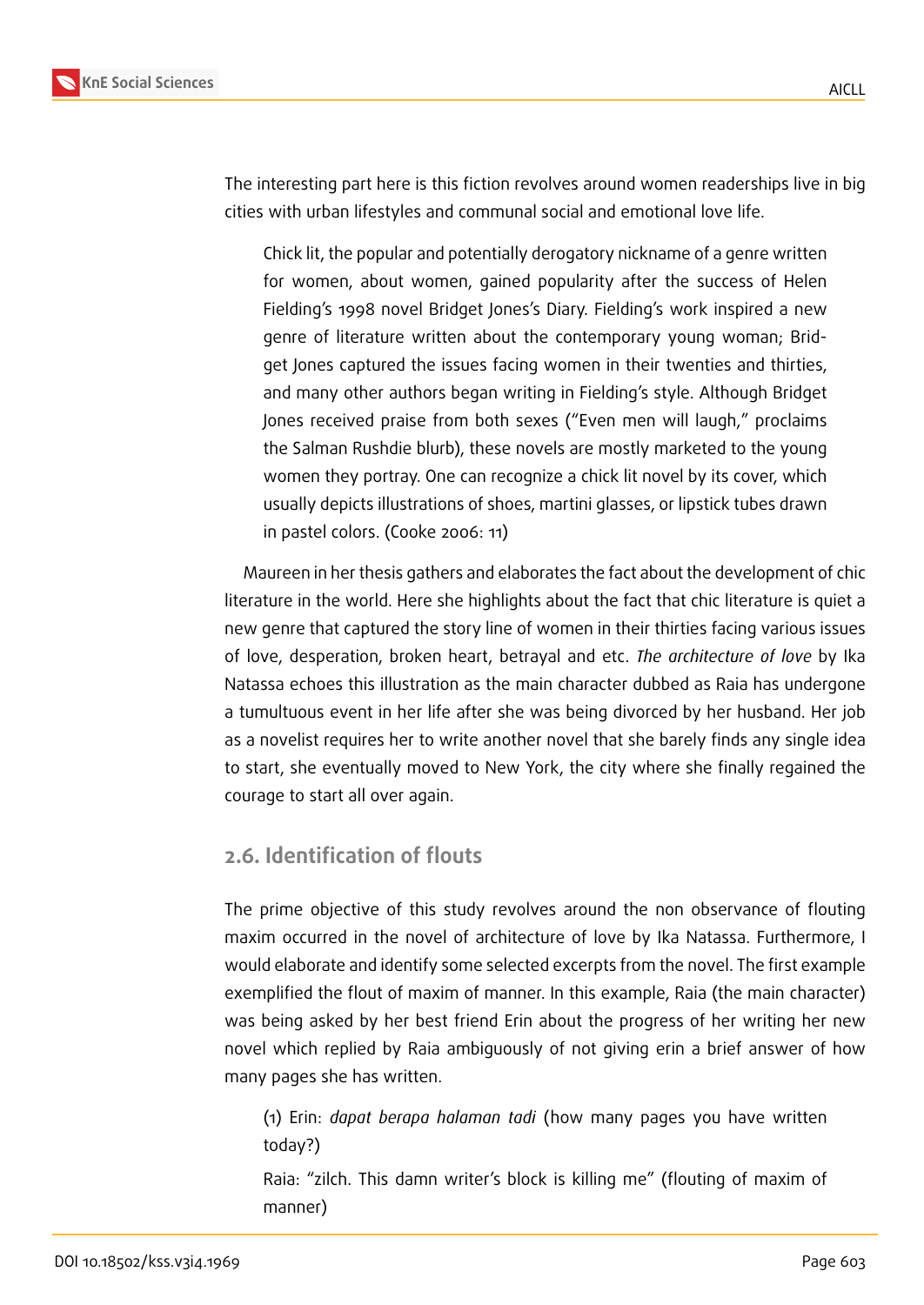The interesting part here is this fiction revolves around women readerships live in big cities with urban lifestyles and communal social and emotional love life.

> Chick lit, the popular and potentially derogatory nickname of a genre written for women, about women, gained popularity after the success of Helen Fielding's 1998 novel Bridget Jones's Diary. Fielding's work inspired a new genre of literature written about the contemporary young woman; Bridget Jones captured the issues facing women in their twenties and thirties, and many other authors began writing in Fielding's style. Although Bridget Jones received praise from both sexes ("Even men will laugh," proclaims the Salman Rushdie blurb), these novels are mostly marketed to the young women they portray. One can recognize a chick lit novel by its cover, which usually depicts illustrations of shoes, martini glasses, or lipstick tubes drawn in pastel colors. (Cooke 2006: 11)

Maureen in her thesis gathers and elaborates the fact about the development of chic literature in the world. Here she highlights about the fact that chic literature is quiet a new genre that captured the story line of women in their thirties facing various issues of love, desperation, broken heart, betrayal and etc. *The architecture of love* by Ika Natassa echoes this illustration as the main character dubbed as Raia has undergone a tumultuous event in her life after she was being divorced by her husband. Her job as a novelist requires her to write another novel that she barely finds any single idea to start, she eventually moved to New York, the city where she finally regained the courage to start all over again.

## 2.6. Identification of flouts

The prime objective of this study revolves around the non observance of flouting maxim occurred in the novel of architecture of love by Ika Natassa. Furthermore, I would elaborate and identify some selected excerpts from the novel. The first example exemplified the flout of maxim of manner. In this example, Raia (the main character) was being asked by her best friend Erin about the progress of her writing her new novel which replied by Raia ambiguously of not giving erin a brief answer of how many pages she has written.

> (1) Erin: *dapat berapa halaman tadi* (how many pages you have written today?)
>
> Raia: "zilch. This damn writer's block is killing me" (flouting of maxim of manner)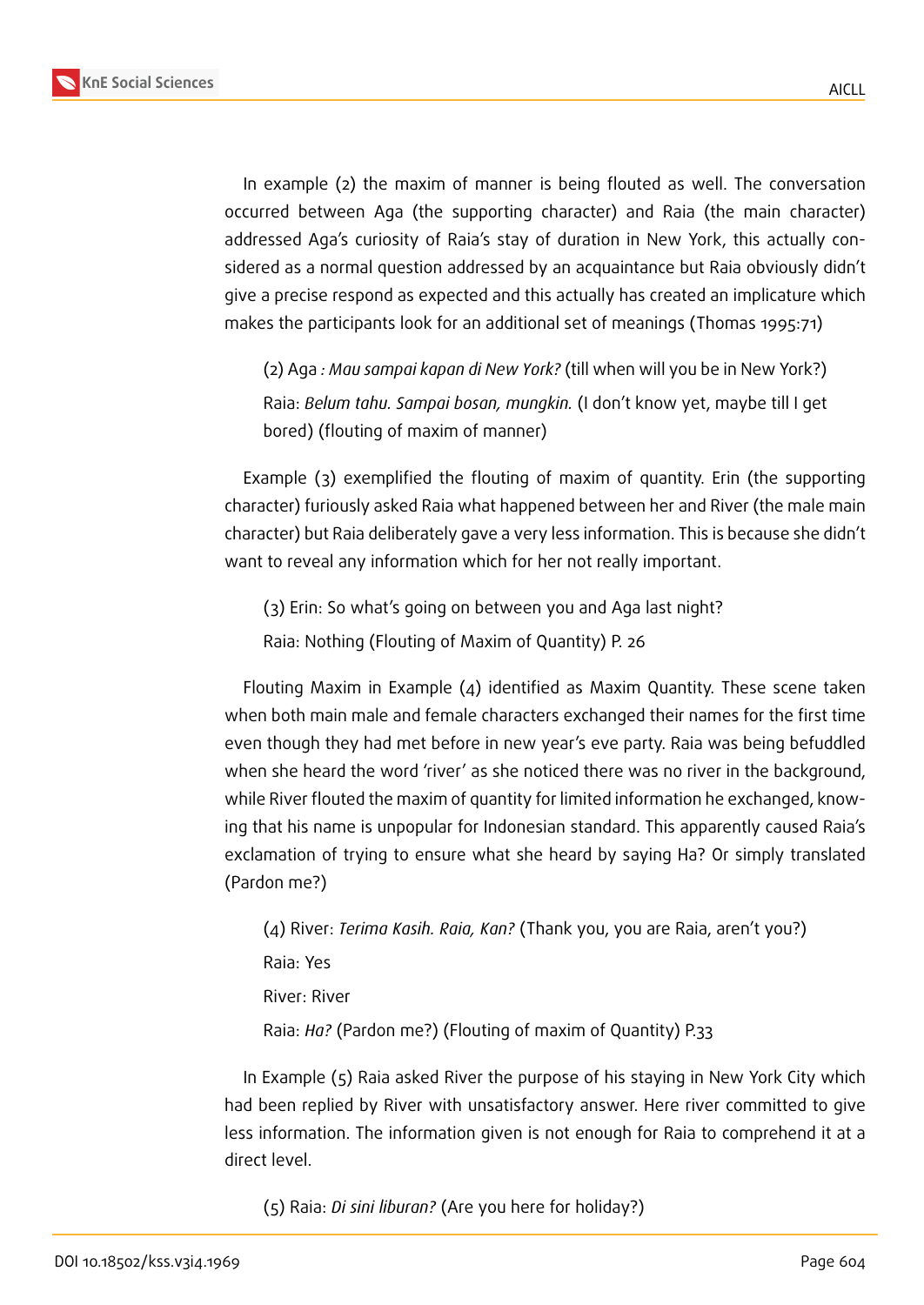In example (2) the maxim of manner is being flouted as well. The conversation occurred between Aga (the supporting character) and Raia (the main character) addressed Aga's curiosity of Raia's stay of duration in New York, this actually considered as a normal question addressed by an acquaintance but Raia obviously didn't give a precise respond as expected and this actually has created an implicature which makes the participants look for an additional set of meanings (Thomas 1995:71)

(2) Aga *: Mau sampai kapan di New York?* (till when will you be in New York?)

Raia: *Belum tahu. Sampai bosan, mungkin.* (I don't know yet, maybe till I get bored) (flouting of maxim of manner)

Example (3) exemplified the flouting of maxim of quantity. Erin (the supporting character) furiously asked Raia what happened between her and River (the male main character) but Raia deliberately gave a very less information. This is because she didn't want to reveal any information which for her not really important.

(3) Erin: So what's going on between you and Aga last night?

Raia: Nothing (Flouting of Maxim of Quantity) P. 26

Flouting Maxim in Example (4) identified as Maxim Quantity. These scene taken when both main male and female characters exchanged their names for the first time even though they had met before in new year's eve party. Raia was being befuddled when she heard the word 'river' as she noticed there was no river in the background, while River flouted the maxim of quantity for limited information he exchanged, knowing that his name is unpopular for Indonesian standard. This apparently caused Raia's exclamation of trying to ensure what she heard by saying Ha? Or simply translated (Pardon me?)

(4) River: *Terima Kasih. Raia, Kan?* (Thank you, you are Raia, aren't you?)

Raia: Yes

River: River

Raia: *Ha?* (Pardon me?) (Flouting of maxim of Quantity) P.33

In Example (5) Raia asked River the purpose of his staying in New York City which had been replied by River with unsatisfactory answer. Here river committed to give less information. The information given is not enough for Raia to comprehend it at a direct level.

(5) Raia: *Di sini liburan?* (Are you here for holiday?)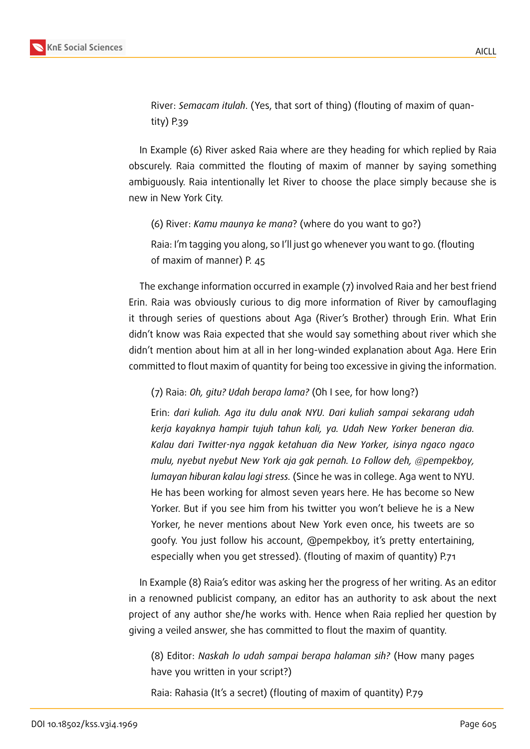River: *Semacam itulah*. (Yes, that sort of thing) (flouting of maxim of quantity) P.39

In Example (6) River asked Raia where are they heading for which replied by Raia obscurely. Raia committed the flouting of maxim of manner by saying something ambiguously. Raia intentionally let River to choose the place simply because she is new in New York City.

(6) River: *Kamu maunya ke mana*? (where do you want to go?)

Raia: I'm tagging you along, so I'll just go whenever you want to go. (flouting of maxim of manner) P. 45

The exchange information occurred in example (7) involved Raia and her best friend Erin. Raia was obviously curious to dig more information of River by camouflaging it through series of questions about Aga (River's Brother) through Erin. What Erin didn't know was Raia expected that she would say something about river which she didn't mention about him at all in her long-winded explanation about Aga. Here Erin committed to flout maxim of quantity for being too excessive in giving the information.

(7) Raia: *Oh, gitu? Udah berapa lama?* (Oh I see, for how long?)

Erin: *dari kuliah. Aga itu dulu anak NYU. Dari kuliah sampai sekarang udah kerja kayaknya hampir tujuh tahun kali, ya. Udah New Yorker beneran dia. Kalau dari Twitter-nya nggak ketahuan dia New Yorker, isinya ngaco ngaco mulu, nyebut nyebut New York aja gak pernah. Lo Follow deh, @pempekboy, lumayan hiburan kalau lagi stress.* (Since he was in college. Aga went to NYU. He has been working for almost seven years here. He has become so New Yorker. But if you see him from his twitter you won't believe he is a New Yorker, he never mentions about New York even once, his tweets are so goofy. You just follow his account, @pempekboy, it's pretty entertaining, especially when you get stressed). (flouting of maxim of quantity) P.71

In Example (8) Raia's editor was asking her the progress of her writing. As an editor in a renowned publicist company, an editor has an authority to ask about the next project of any author she/he works with. Hence when Raia replied her question by giving a veiled answer, she has committed to flout the maxim of quantity.

(8) Editor: *Naskah lo udah sampai berapa halaman sih?* (How many pages have you written in your script?)

Raia: Rahasia (It's a secret) (flouting of maxim of quantity) P.79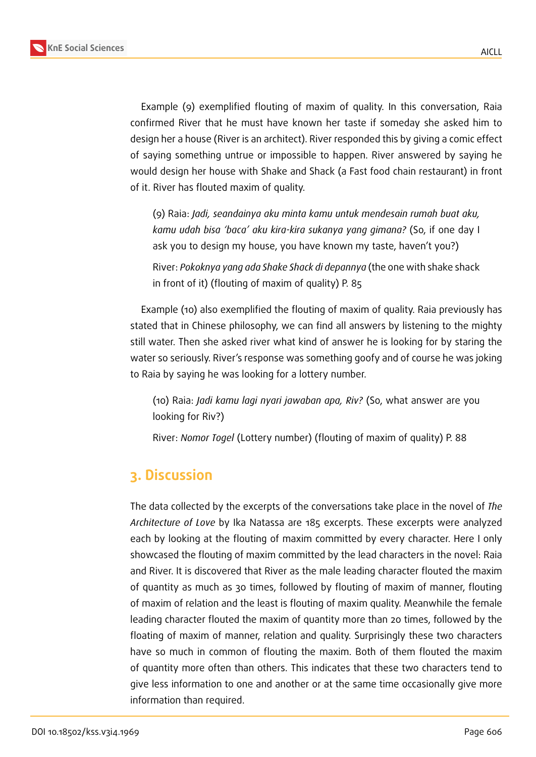Example (9) exemplified flouting of maxim of quality. In this conversation, Raia confirmed River that he must have known her taste if someday she asked him to design her a house (River is an architect). River responded this by giving a comic effect of saying something untrue or impossible to happen. River answered by saying he would design her house with Shake and Shack (a Fast food chain restaurant) in front of it. River has flouted maxim of quality.

> (9) Raia: *Jadi, seandainya aku minta kamu untuk mendesain rumah buat aku, kamu udah bisa 'baca' aku kira-kira sukanya yang gimana?* (So, if one day I ask you to design my house, you have known my taste, haven't you?)
>
> River: *Pokoknya yang ada Shake Shack di depannya* (the one with shake shack in front of it) (flouting of maxim of quality) P. 85

Example (10) also exemplified the flouting of maxim of quality. Raia previously has stated that in Chinese philosophy, we can find all answers by listening to the mighty still water. Then she asked river what kind of answer he is looking for by staring the water so seriously. River's response was something goofy and of course he was joking to Raia by saying he was looking for a lottery number.

> (10) Raia: *Jadi kamu lagi nyari jawaban apa, Riv?* (So, what answer are you looking for Riv?)
>
> River: *Nomor Togel* (Lottery number) (flouting of maxim of quality) P. 88

## 3. Discussion

The data collected by the excerpts of the conversations take place in the novel of *The Architecture of Love* by Ika Natassa are 185 excerpts. These excerpts were analyzed each by looking at the flouting of maxim committed by every character. Here I only showcased the flouting of maxim committed by the lead characters in the novel: Raia and River. It is discovered that River as the male leading character flouted the maxim of quantity as much as 30 times, followed by flouting of maxim of manner, flouting of maxim of relation and the least is flouting of maxim quality. Meanwhile the female leading character flouted the maxim of quantity more than 20 times, followed by the floating of maxim of manner, relation and quality. Surprisingly these two characters have so much in common of flouting the maxim. Both of them flouted the maxim of quantity more often than others. This indicates that these two characters tend to give less information to one and another or at the same time occasionally give more information than required.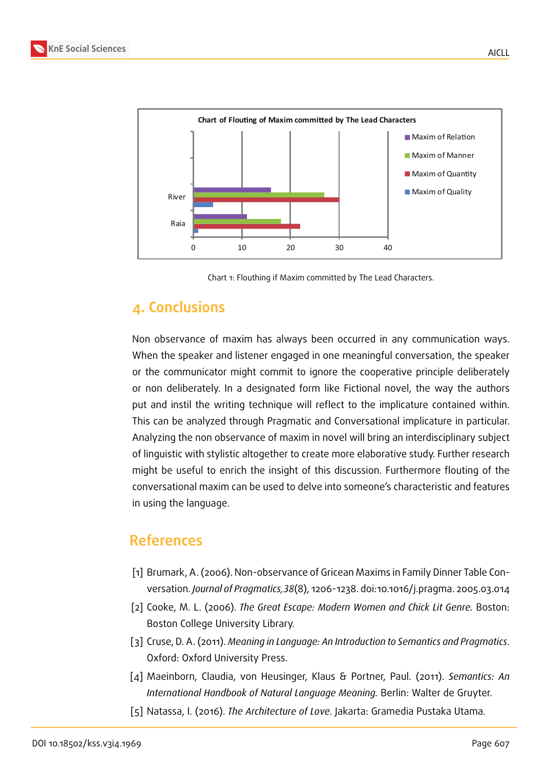Chart 1: Flouthing if Maxim committed by The Lead Characters.

## 4. Conclusions

Non observance of maxim has always been occurred in any communication ways. When the speaker and listener engaged in one meaningful conversation, the speaker or the communicator might commit to ignore the cooperative principle deliberately or non deliberately. In a designated form like Fictional novel, the way the authors put and instil the writing technique will reflect to the implicature contained within. This can be analyzed through Pragmatic and Conversational implicature in particular. Analyzing the non observance of maxim in novel will bring an interdisciplinary subject of linguistic with stylistic altogether to create more elaborative study. Further research might be useful to enrich the insight of this discussion. Furthermore flouting of the conversational maxim can be used to delve into someone's characteristic and features in using the language.

## References

[1] Brumark, A. (2006). Non-observance of Gricean Maxims in Family Dinner Table Conversation. *Journal of Pragmatics,38*(8), 1206-1238. doi:10.1016/j.pragma. 2005.03.014

[2] Cooke, M. L. (2006). *The Great Escape: Modern Women and Chick Lit Genre.* Boston: Boston College University Library.

[3] Cruse, D. A. (2011). *Meaning in Language: An Introduction to Semantics and Pragmatics*. Oxford: Oxford University Press.

[4] Maeinborn, Claudia, von Heusinger, Klaus & Portner, Paul. (2011). *Semantics: An International Handbook of Natural Language Meaning.* Berlin: Walter de Gruyter.

[5] Natassa, I. (2016). *The Architecture of Love*. Jakarta: Gramedia Pustaka Utama.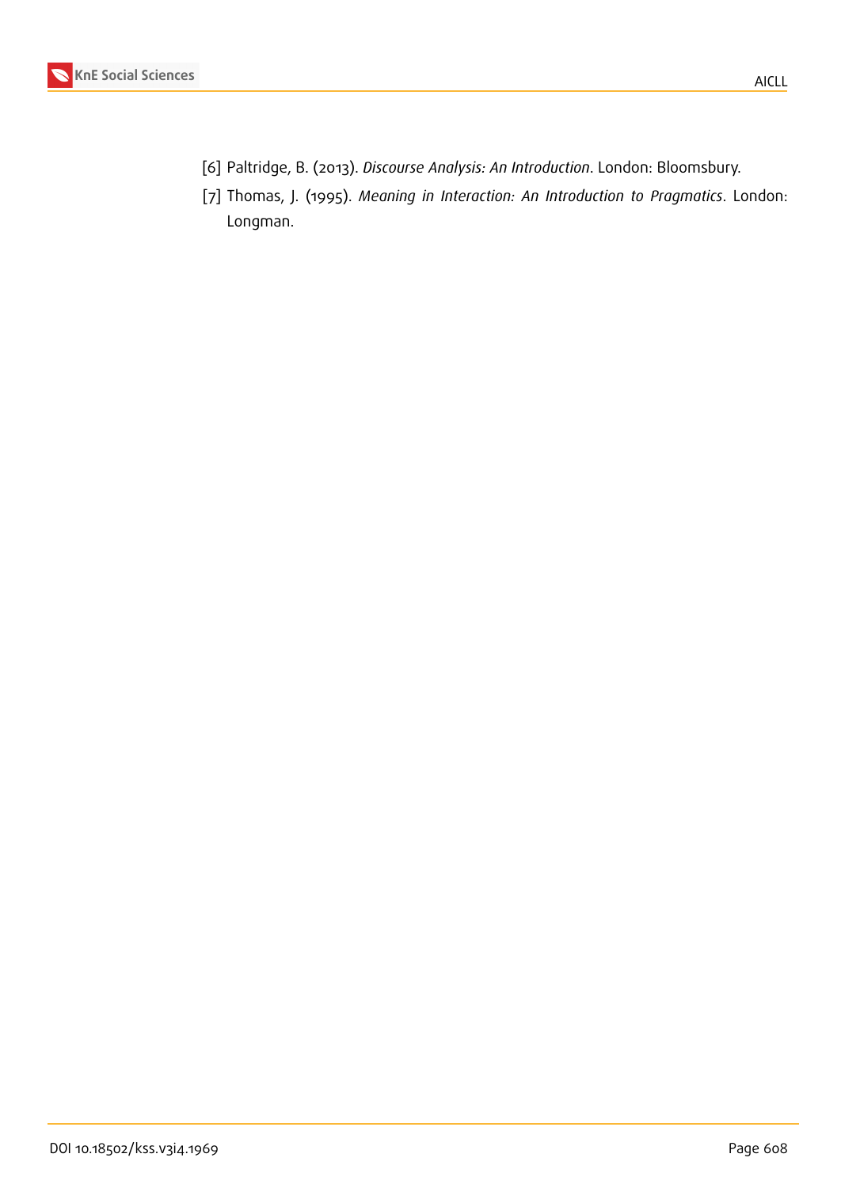[6] Paltridge, B. (2013). *Discourse Analysis: An Introduction*. London: Bloomsbury.

[7] Thomas, J. (1995). *Meaning in Interaction: An Introduction to Pragmatics*. London: Longman.